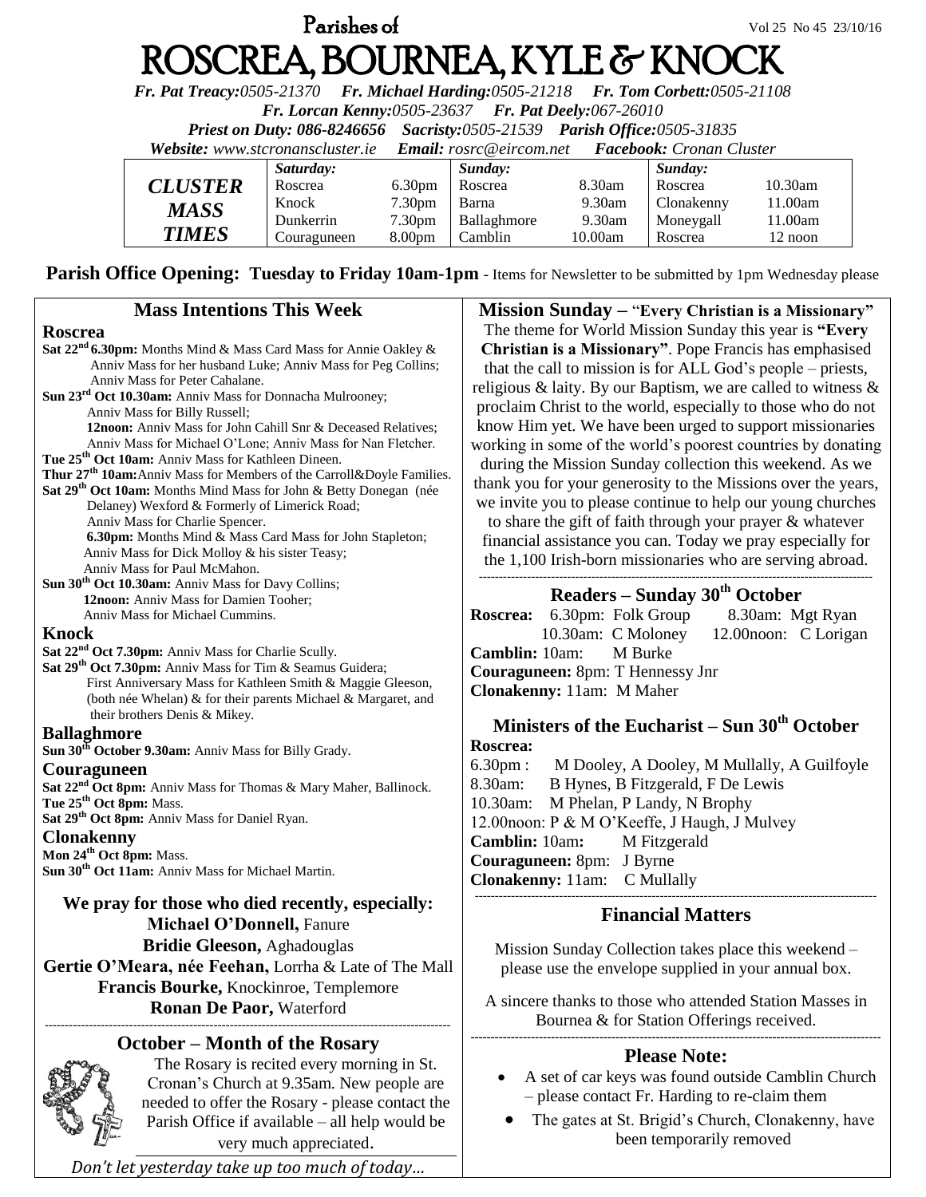# Parishes of ROSCREA, BOURNEA, KYLE & KNOCK

Vol 25 No 45 23/10/16

***Fr. Pat Treacy:**0505-21370* ***Fr. Michael Harding:**0505-21218* ***Fr. Tom Corbett:**0505-21108*
***Fr. Lorcan Kenny:**0505-23637* ***Fr. Pat Deely:**067-26010*
***Priest on Duty:** 086-8246656* ***Sacristy:**0505-21539* ***Parish Office:**0505-31835*
***Website:** www.stcronanscluster.ie* ***Email:** rosrc@eircom.net* ***Facebook:** Cronan Cluster*

| *CLUSTER MASS TIMES* | *Saturday:* | | *Sunday:* | | *Sunday:* | |
|---|---|---|---|---|---|---|
| | Roscrea | 6.30pm | Roscrea | 8.30am | Roscrea | 10.30am |
| | Knock | 7.30pm | Barna | 9.30am | Clonakenny | 11.00am |
| | Dunkerrin | 7.30pm | Ballaghmore | 9.30am | Moneygall | 11.00am |
| | Couraguneen | 8.00pm | Camblin | 10.00am | Roscrea | 12 noon |

**Parish Office Opening: Tuesday to Friday 10am-1pm** - Items for Newsletter to be submitted by 1pm Wednesday please

## Mass Intentions This Week

### Roscrea

**Sat 22nd 6.30pm:** Months Mind & Mass Card Mass for Annie Oakley & Anniv Mass for her husband Luke; Anniv Mass for Peg Collins; Anniv Mass for Peter Cahalane.
**Sun 23rd Oct 10.30am:** Anniv Mass for Donnacha Mulrooney; Anniv Mass for Billy Russell;
**12noon:** Anniv Mass for John Cahill Snr & Deceased Relatives; Anniv Mass for Michael O'Lone; Anniv Mass for Nan Fletcher.
**Tue 25th Oct 10am:** Anniv Mass for Kathleen Dineen.
**Thur 27th 10am:** Anniv Mass for Members of the Carroll&Doyle Families.
**Sat 29th Oct 10am:** Months Mind Mass for John & Betty Donegan (née Delaney) Wexford & Formerly of Limerick Road; Anniv Mass for Charlie Spencer.
**6.30pm:** Months Mind & Mass Card Mass for John Stapleton; Anniv Mass for Dick Molloy & his sister Teasy; Anniv Mass for Paul McMahon.
**Sun 30th Oct 10.30am:** Anniv Mass for Davy Collins;
**12noon:** Anniv Mass for Damien Tooher; Anniv Mass for Michael Cummins.

### Knock

**Sat 22nd Oct 7.30pm:** Anniv Mass for Charlie Scully.
**Sat 29th Oct 7.30pm:** Anniv Mass for Tim & Seamus Guidera; First Anniversary Mass for Kathleen Smith & Maggie Gleeson, (both née Whelan) & for their parents Michael & Margaret, and their brothers Denis & Mikey.

### Ballaghmore

**Sun 30th October 9.30am:** Anniv Mass for Billy Grady.

### Couraguneen

**Sat 22nd Oct 8pm:** Anniv Mass for Thomas & Mary Maher, Ballinock.
**Tue 25th Oct 8pm:** Mass.
**Sat 29th Oct 8pm:** Anniv Mass for Daniel Ryan.

### Clonakenny

**Mon 24th Oct 8pm:** Mass.
**Sun 30th Oct 11am:** Anniv Mass for Michael Martin.

**We pray for those who died recently, especially:**
**Michael O'Donnell,** Fanure
**Bridie Gleeson,** Aghadouglas
**Gertie O'Meara, née Feehan,** Lorrha & Late of The Mall
**Francis Bourke,** Knockinroe, Templemore
**Ronan De Paor,** Waterford

## October – Month of the Rosary

The Rosary is recited every morning in St. Cronan's Church at 9.35am. New people are needed to offer the Rosary - please contact the Parish Office if available – all help would be very much appreciated.

*Don't let yesterday take up too much of today…*

## Mission Sunday – "Every Christian is a Missionary"

The theme for World Mission Sunday this year is **"Every Christian is a Missionary"**. Pope Francis has emphasised that the call to mission is for ALL God's people – priests, religious & laity. By our Baptism, we are called to witness & proclaim Christ to the world, especially to those who do not know Him yet. We have been urged to support missionaries working in some of the world's poorest countries by donating during the Mission Sunday collection this weekend. As we thank you for your generosity to the Missions over the years, we invite you to please continue to help our young churches to share the gift of faith through your prayer & whatever financial assistance you can. Today we pray especially for the 1,100 Irish-born missionaries who are serving abroad.

## Readers – Sunday 30th October

**Roscrea:** 6.30pm: Folk Group 8.30am: Mgt Ryan
10.30am: C Moloney 12.00noon: C Lorigan
**Camblin:** 10am: M Burke
**Couraguneen:** 8pm: T Hennessy Jnr
**Clonakenny:** 11am: M Maher

## Ministers of the Eucharist – Sun 30th October

**Roscrea:**
6.30pm : M Dooley, A Dooley, M Mullally, A Guilfoyle
8.30am: B Hynes, B Fitzgerald, F De Lewis
10.30am: M Phelan, P Landy, N Brophy
12.00noon: P & M O'Keeffe, J Haugh, J Mulvey
**Camblin:** 10am**:** M Fitzgerald
**Couraguneen:** 8pm: J Byrne
**Clonakenny:** 11am: C Mullally

## Financial Matters

Mission Sunday Collection takes place this weekend – please use the envelope supplied in your annual box.

A sincere thanks to those who attended Station Masses in Bournea & for Station Offerings received.

## Please Note:

- A set of car keys was found outside Camblin Church – please contact Fr. Harding to re-claim them
- The gates at St. Brigid's Church, Clonakenny, have been temporarily removed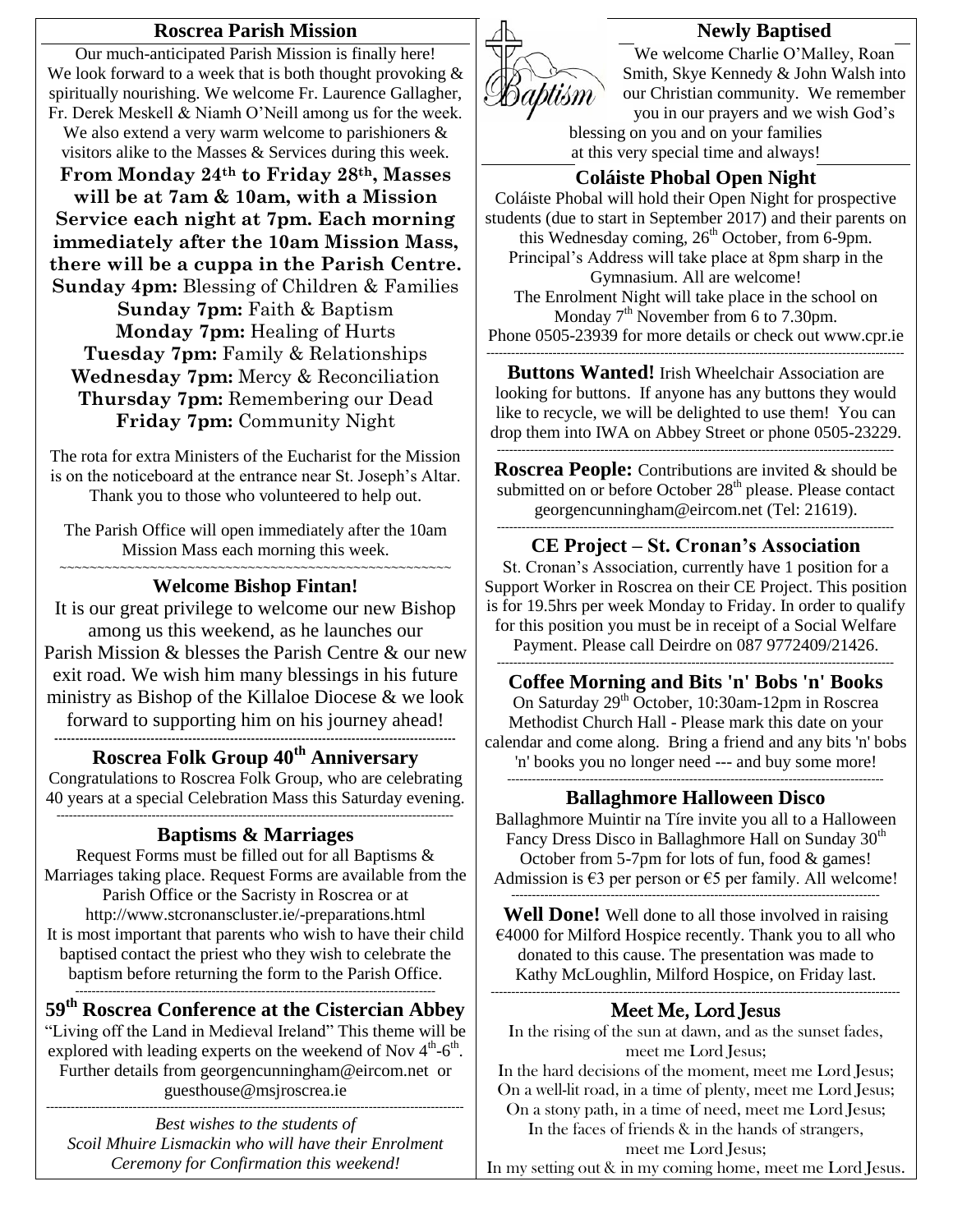## Roscrea Parish Mission

Our much-anticipated Parish Mission is finally here! We look forward to a week that is both thought provoking & spiritually nourishing. We welcome Fr. Laurence Gallagher, Fr. Derek Meskell & Niamh O'Neill among us for the week. We also extend a very warm welcome to parishioners & visitors alike to the Masses & Services during this week.

**From Monday 24th to Friday 28th, Masses will be at 7am & 10am, with a Mission Service each night at 7pm. Each morning immediately after the 10am Mission Mass, there will be a cuppa in the Parish Centre.**

**Sunday 4pm:** Blessing of Children & Families
**Sunday 7pm:** Faith & Baptism
**Monday 7pm:** Healing of Hurts
**Tuesday 7pm:** Family & Relationships
**Wednesday 7pm:** Mercy & Reconciliation
**Thursday 7pm:** Remembering our Dead
**Friday 7pm:** Community Night

The rota for extra Ministers of the Eucharist for the Mission is on the noticeboard at the entrance near St. Joseph's Altar. Thank you to those who volunteered to help out.

The Parish Office will open immediately after the 10am Mission Mass each morning this week.

## Welcome Bishop Fintan!

It is our great privilege to welcome our new Bishop among us this weekend, as he launches our Parish Mission & blesses the Parish Centre & our new exit road. We wish him many blessings in his future ministry as Bishop of the Killaloe Diocese & we look forward to supporting him on his journey ahead!

## Roscrea Folk Group 40th Anniversary

Congratulations to Roscrea Folk Group, who are celebrating 40 years at a special Celebration Mass this Saturday evening.

## Baptisms & Marriages

Request Forms must be filled out for all Baptisms & Marriages taking place. Request Forms are available from the Parish Office or the Sacristy in Roscrea or at http://www.stcronanscluster.ie/-preparations.html

It is most important that parents who wish to have their child baptised contact the priest who they wish to celebrate the baptism before returning the form to the Parish Office.

## 59th Roscrea Conference at the Cistercian Abbey

"Living off the Land in Medieval Ireland" This theme will be explored with leading experts on the weekend of Nov 4th-6th. Further details from georgencunningham@eircom.net or guesthouse@msjroscrea.ie

*Best wishes to the students of Scoil Mhuire Lismackin who will have their Enrolment Ceremony for Confirmation this weekend!*

## Newly Baptised

We welcome Charlie O'Malley, Roan Smith, Skye Kennedy & John Walsh into our Christian community. We remember you in our prayers and we wish God's blessing on you and on your families at this very special time and always!

## Coláiste Phobal Open Night

Coláiste Phobal will hold their Open Night for prospective students (due to start in September 2017) and their parents on this Wednesday coming, 26th October, from 6-9pm. Principal's Address will take place at 8pm sharp in the Gymnasium. All are welcome!

The Enrolment Night will take place in the school on Monday 7th November from 6 to 7.30pm.

Phone 0505-23939 for more details or check out www.cpr.ie

**Buttons Wanted!** Irish Wheelchair Association are looking for buttons. If anyone has any buttons they would like to recycle, we will be delighted to use them! You can drop them into IWA on Abbey Street or phone 0505-23229.

**Roscrea People:** Contributions are invited & should be submitted on or before October 28th please. Please contact georgencunningham@eircom.net (Tel: 21619).

## CE Project – St. Cronan's Association

St. Cronan's Association, currently have 1 position for a Support Worker in Roscrea on their CE Project. This position is for 19.5hrs per week Monday to Friday. In order to qualify for this position you must be in receipt of a Social Welfare Payment. Please call Deirdre on 087 9772409/21426.

## Coffee Morning and Bits 'n' Bobs 'n' Books

On Saturday 29th October, 10:30am-12pm in Roscrea Methodist Church Hall - Please mark this date on your calendar and come along. Bring a friend and any bits 'n' bobs 'n' books you no longer need --- and buy some more!

## Ballaghmore Halloween Disco

Ballaghmore Muintir na Tíre invite you all to a Halloween Fancy Dress Disco in Ballaghmore Hall on Sunday 30th October from 5-7pm for lots of fun, food & games! Admission is €3 per person or €5 per family. All welcome!

**Well Done!** Well done to all those involved in raising €4000 for Milford Hospice recently. Thank you to all who donated to this cause. The presentation was made to Kathy McLoughlin, Milford Hospice, on Friday last.

## Meet Me, Lord Jesus

In the rising of the sun at dawn, and as the sunset fades, meet me Lord Jesus;
In the hard decisions of the moment, meet me Lord Jesus;
On a well-lit road, in a time of plenty, meet me Lord Jesus;
On a stony path, in a time of need, meet me Lord Jesus;
In the faces of friends & in the hands of strangers, meet me Lord Jesus;
In my setting out & in my coming home, meet me Lord Jesus.